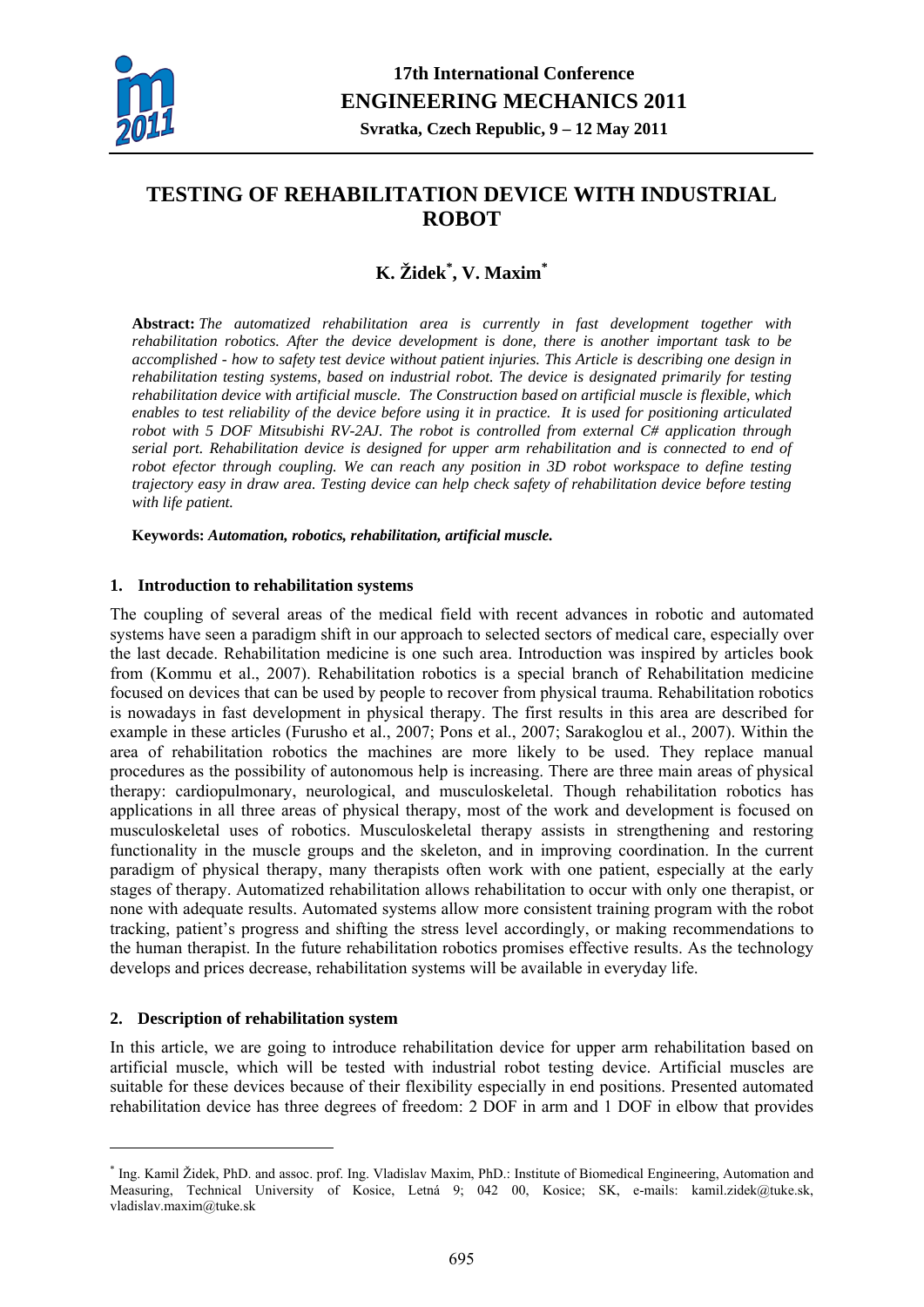# TESTING OF REHABILITATION DEVICE WITH INDUSTRIAL ROBOT

## K. Židek*, V. Maxim*

**Abstract:** *The automatized rehabilitation area is currently in fast development together with rehabilitation robotics. After the device development is done, there is another important task to be accomplished - how to safety test device without patient injuries. This Article is describing one design in rehabilitation testing systems, based on industrial robot. The device is designated primarily for testing rehabilitation device with artificial muscle. The Construction based on artificial muscle is flexible, which enables to test reliability of the device before using it in practice. It is used for positioning articulated robot with 5 DOF Mitsubishi RV-2AJ. The robot is controlled from external C# application through serial port. Rehabilitation device is designed for upper arm rehabilitation and is connected to end of robot efector through coupling. We can reach any position in 3D robot workspace to define testing trajectory easy in draw area. Testing device can help check safety of rehabilitation device before testing with life patient.*

**Keywords:** ***Automation, robotics, rehabilitation, artificial muscle.***

### 1. Introduction to rehabilitation systems

The coupling of several areas of the medical field with recent advances in robotic and automated systems have seen a paradigm shift in our approach to selected sectors of medical care, especially over the last decade. Rehabilitation medicine is one such area. Introduction was inspired by articles book from (Kommu et al., 2007). Rehabilitation robotics is a special branch of Rehabilitation medicine focused on devices that can be used by people to recover from physical trauma. Rehabilitation robotics is nowadays in fast development. The first results in this area are described for example in these articles (Furusho et al., 2007; Pons et al., 2007; Sarakoglou et al., 2007). Within the area of rehabilitation robotics the machines are more likely to be used. They replace manual procedures as the possibility of autonomous help is increasing. There are three main areas of physical therapy: cardiopulmonary, neurological, and musculoskeletal. Though rehabilitation robotics has applications in all three areas of physical therapy, most of the work and development is focused on musculoskeletal uses of robotics. Musculoskeletal therapy assists in strengthening and restoring functionality in the muscle groups and the skeleton, and in improving coordination. In the current paradigm of physical therapy, many therapists often work with one patient, especially at the early stages of therapy. Automatized rehabilitation allows rehabilitation to occur with only one therapist, or none with adequate results. Automated systems allow more consistent training program with the robot tracking, patient's progress and shifting the stress level accordingly, or making recommendations to the human therapist. In the future rehabilitation robotics promises effective results. As the technology develops and prices decrease, rehabilitation systems will be available in everyday life.

### 2. Description of rehabilitation system

In this article, we are going to introduce rehabilitation device for upper arm rehabilitation based on artificial muscle, which will be tested with industrial robot testing device. Artificial muscles are suitable for these devices because of their flexibility especially in end positions. Presented automated rehabilitation device has three degrees of freedom: 2 DOF in arm and 1 DOF in elbow that provides

---

* Ing. Kamil Židek, PhD. and assoc. prof. Ing. Vladislav Maxim, PhD.: Institute of Biomedical Engineering, Automation and Measuring, Technical University of Kosice, Letná 9; 042 00, Kosice; SK, e-mails: kamil.zidek@tuke.sk, vladislav.maxim@tuke.sk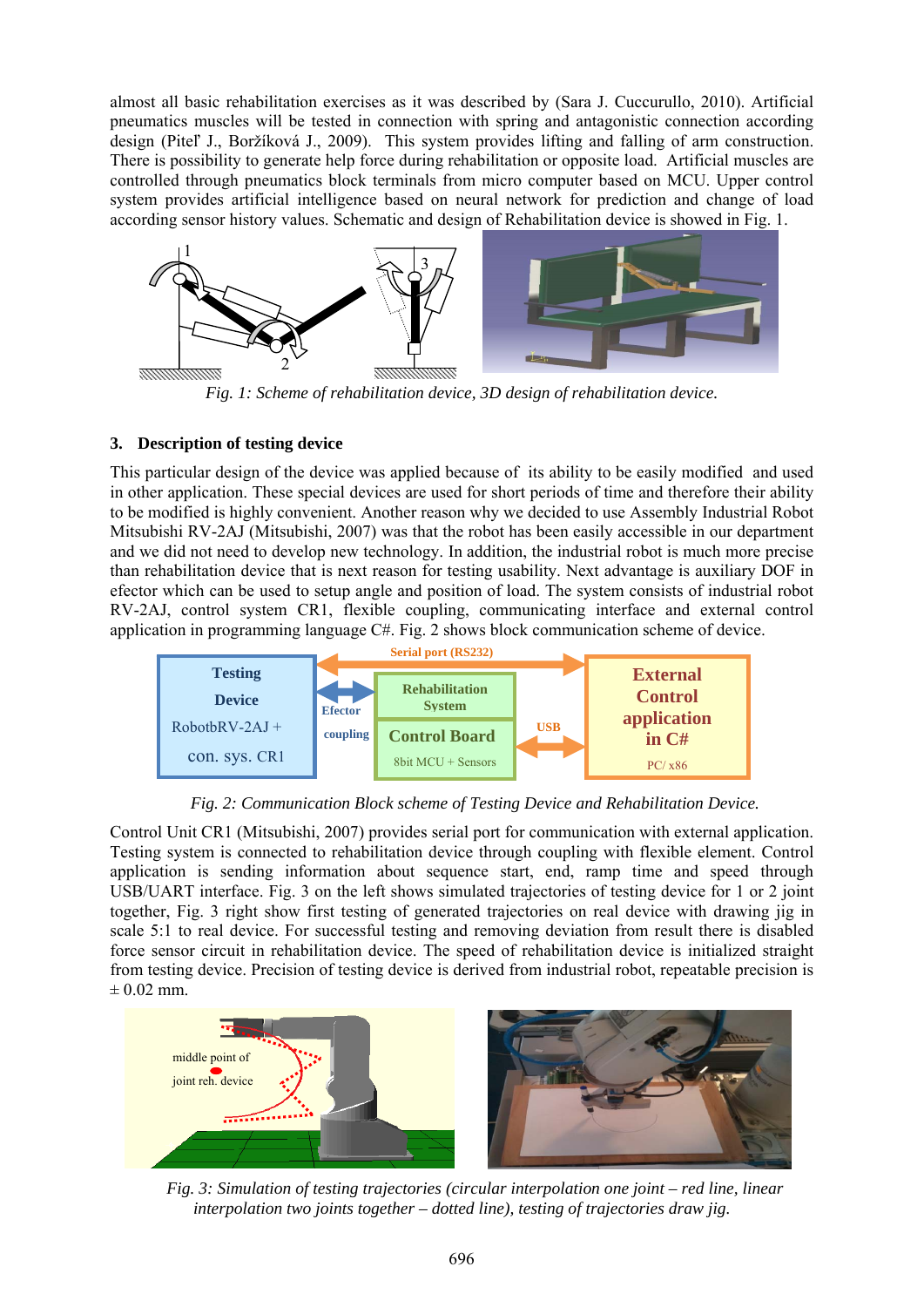almost all basic rehabilitation exercises as it was described by (Sara J. Cuccurullo, 2010). Artificial pneumatics muscles will be tested in connection with spring and antagonistic connection according design (Piteľ J., Boržíková J., 2009). This system provides lifting and falling of arm construction. There is possibility to generate help force during rehabilitation or opposite load. Artificial muscles are controlled through pneumatics block terminals from micro computer based on MCU. Upper control system provides artificial intelligence based on neural network for prediction and change of load according sensor history values. Schematic and design of Rehabilitation device is showed in Fig. 1.

*Fig. 1: Scheme of rehabilitation device, 3D design of rehabilitation device.*

## 3. Description of testing device

This particular design of the device was applied because of its ability to be easily modified and used in other application. These special devices are used for short periods of time and therefore their ability to be modified is highly convenient. Another reason why we decided to use Assembly Industrial Robot Mitsubishi RV-2AJ (Mitsubishi, 2007) was that the robot has been easily accessible in our department and we did not need to develop new technology. In addition, the industrial robot is much more precise than rehabilitation device that is next reason for testing usability. Next advantage is auxiliary DOF in efector which can be used to setup angle and position of load. The system consists of industrial robot RV-2AJ, control system CR1, flexible coupling, communicating interface and external control application in programming language C#. Fig. 2 shows block communication scheme of device.

*Fig. 2: Communication Block scheme of Testing Device and Rehabilitation Device.*

Control Unit CR1 (Mitsubishi, 2007) provides serial port for communication with external application. Testing system is connected to rehabilitation device through coupling with flexible element. Control application is sending information about sequence start, end, ramp time and speed through USB/UART interface. Fig. 3 on the left shows simulated trajectories of testing device for 1 or 2 joint together, Fig. 3 right show first testing of generated trajectories on real device with drawing jig in scale 5:1 to real device. For successful testing and removing deviation from result there is disabled force sensor circuit in rehabilitation device. The speed of rehabilitation device is initialized straight from testing device. Precision of testing device is derived from industrial robot, repeatable precision is ± 0.02 mm.

*Fig. 3: Simulation of testing trajectories (circular interpolation one joint – red line, linear interpolation two joints together – dotted line), testing of trajectories draw jig.*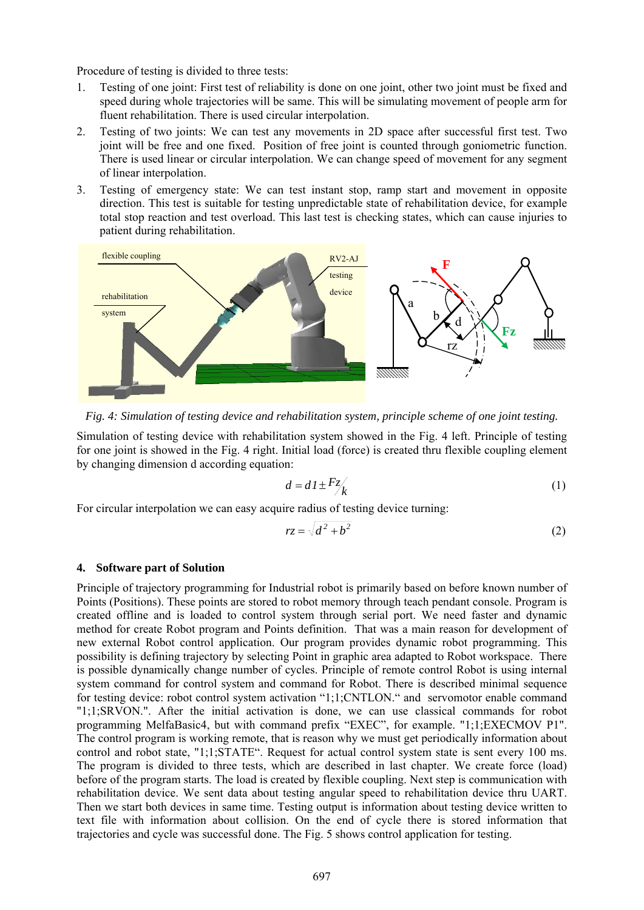Procedure of testing is divided to three tests:

1. Testing of one joint: First test of reliability is done on one joint, other two joint must be fixed and speed during whole trajectories will be same. This will be simulating movement of people arm for fluent rehabilitation. There is used circular interpolation.
2. Testing of two joints: We can test any movements in 2D space after successful first test. Two joint will be free and one fixed. Position of free joint is counted through goniometric function. There is used linear or circular interpolation. We can change speed of movement for any segment of linear interpolation.
3. Testing of emergency state: We can test instant stop, ramp start and movement in opposite direction. This test is suitable for testing unpredictable state of rehabilitation device, for example total stop reaction and test overload. This last test is checking states, which can cause injuries to patient during rehabilitation.

*Fig. 4: Simulation of testing device and rehabilitation system, principle scheme of one joint testing.*

Simulation of testing device with rehabilitation system showed in the Fig. 4 left. Principle of testing for one joint is showed in the Fig. 4 right. Initial load (force) is created thru flexible coupling element by changing dimension d according equation:

$$d = d1 \pm {Fz}/{k} \tag{1}$$

For circular interpolation we can easy acquire radius of testing device turning:

$$rz = \sqrt{d^2 + b^2} \tag{2}$$

## 4. Software part of Solution

Principle of trajectory programming for Industrial robot is primarily based on before known number of Points (Positions). These points are stored to robot memory through teach pendant console. Program is created offline and is loaded to control system through serial port. We need faster and dynamic method for create Robot program and Points definition. That was a main reason for development of new external Robot control application. Our program provides dynamic robot programming. This possibility is defining trajectory by selecting Point in graphic area adapted to Robot workspace. There is possible dynamically change number of cycles. Principle of remote control Robot is using internal system command for control system and command for Robot. There is described minimal sequence for testing device: robot control system activation "1;1;CNTLON." and servomotor enable command "1;1;SRVON.". After the initial activation is done, we can use classical commands for robot programming MelfaBasic4, but with command prefix "EXEC", for example. "1;1;EXECMOV P1". The control program is working remote, that is reason why we must get periodically information about control and robot state, "1;1;STATE". Request for actual control system state is sent every 100 ms. The program is divided to three tests, which are described in last chapter. We create force (load) before of the program starts. The load is created by flexible coupling. Next step is communication with rehabilitation device. We sent data about testing angular speed to rehabilitation device thru UART. Then we start both devices in same time. Testing output is information about testing device written to text file with information about collision. On the end of cycle there is stored information that trajectories and cycle was successful done. The Fig. 5 shows control application for testing.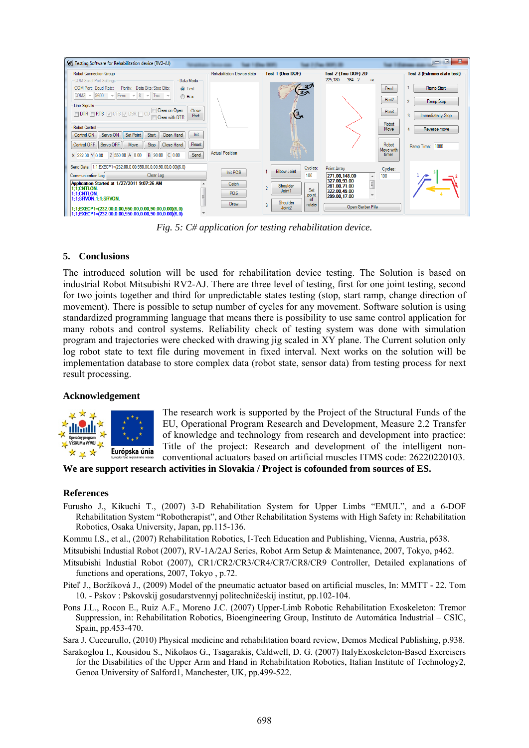*Fig. 5: C# application for testing rehabilitation device.*

## 5. Conclusions

The introduced solution will be used for rehabilitation device testing. The Solution is based on industrial Robot Mitsubishi RV2-AJ. There are three level of testing, first for one joint testing, second for two joints together and third for unpredictable states testing (stop, start ramp, change direction of movement). There is possible to setup number of cycles for any movement. Software solution is using standardized programming language that means there is possibility to use same control application for many robots and control systems. Reliability check of testing system was done with simulation program and trajectories were checked with drawing jig scaled in XY plane. The Current solution only log robot state to text file during movement in fixed interval. Next works on the solution will be implementation database to store complex data (robot state, sensor data) from testing process for next result processing.

## Acknowledgement

The research work is supported by the Project of the Structural Funds of the EU, Operational Program Research and Development, Measure 2.2 Transfer of knowledge and technology from research and development into practice: Title of the project: Research and development of the intelligent non-conventional actuators based on artificial muscles ITMS code: 26220220103.

**We are support research activities in Slovakia / Project is cofounded from sources of ES.**

## References

Furusho J., Kikuchi T., (2007) 3-D Rehabilitation System for Upper Limbs "EMUL", and a 6-DOF Rehabilitation System "Robotherapist", and Other Rehabilitation Systems with High Safety in: Rehabilitation Robotics, Osaka University, Japan, pp.115-136.

Kommu I.S., et al., (2007) Rehabilitation Robotics, I-Tech Education and Publishing, Vienna, Austria, p638.

Mitsubishi Industial Robot (2007), RV-1A/2AJ Series, Robot Arm Setup & Maintenance, 2007, Tokyo, p462.

Mitsubishi Industial Robot (2007), CR1/CR2/CR3/CR4/CR7/CR8/CR9 Controller, Detailed explanations of functions and operations, 2007, Tokyo , p.72.

Piteľ J., Boržíková J., (2009) Model of the pneumatic actuator based on artificial muscles, In: MMTT - 22. Tom 10. - Pskov : Pskovskij gosudarstvennyj politechničeskij institut, pp.102-104.

Pons J.L., Rocon E., Ruiz A.F., Moreno J.C. (2007) Upper-Limb Robotic Rehabilitation Exoskeleton: Tremor Suppression, in: Rehabilitation Robotics, Bioengineering Group, Instituto de Automática Industrial – CSIC, Spain, pp.453-470.

Sara J. Cuccurullo, (2010) Physical medicine and rehabilitation board review, Demos Medical Publishing, p.938.

Sarakoglou I., Kousidou S., Nikolaos G., Tsagarakis, Caldwell, D. G. (2007) ItalyExoskeleton-Based Exercisers for the Disabilities of the Upper Arm and Hand in Rehabilitation Robotics, Italian Institute of Technology2, Genoa University of Salford1, Manchester, UK, pp.499-522.